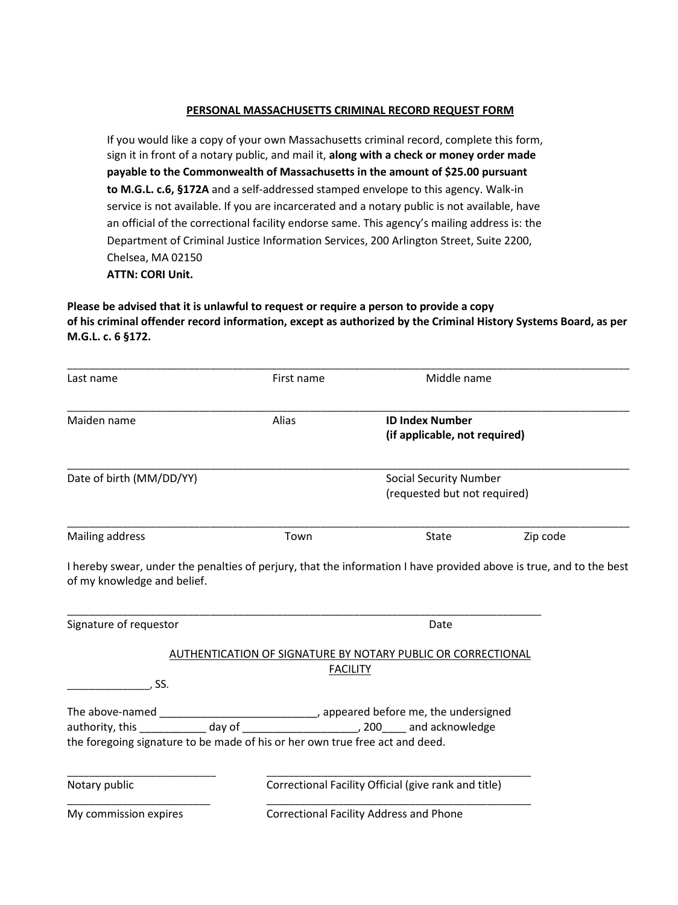## PERSONAL MASSACHUSETTS CRIMINAL RECORD REQUEST FORM

If you would like a copy of your own Massachusetts criminal record, complete this form, sign it in front of a notary public, and mail it, **along with a check or money order made payable to the Commonwealth of Massachusetts in the amount of $25.00 pursuant to M.G.L. c.6, §172A** and a self-addressed stamped envelope to this agency. Walk-in service is not available. If you are incarcerated and a notary public is not available, have an official of the correctional facility endorse same. This agency's mailing address is: the Department of Criminal Justice Information Services, 200 Arlington Street, Suite 2200, Chelsea, MA 02150
**ATTN: CORI Unit.**

**Please be advised that it is unlawful to request or require a person to provide a copy of his criminal offender record information, except as authorized by the Criminal History Systems Board, as per M.G.L. c. 6 §172.**

_______________________________________________________________________________

Last name First name Middle name

_______________________________________________________________________________

Maiden name Alias **ID Index Number (if applicable, not required)**

_______________________________________________________________________________

Date of birth (MM/DD/YY) Social Security Number (requested but not required)

_______________________________________________________________________________

Mailing address Town State Zip code

I hereby swear, under the penalties of perjury, that the information I have provided above is true, and to the best of my knowledge and belief.

_______________________________________________________________________________

Signature of requestor Date

AUTHENTICATION OF SIGNATURE BY NOTARY PUBLIC OR CORRECTIONAL FACILITY

_____________, SS.

The above-named __________________________, appeared before me, the undersigned authority, this ___________ day of ___________________, 200____ and acknowledge the foregoing signature to be made of his or her own true free act and deed.

_________________________ ____________________________________________

Notary public Correctional Facility Official (give rank and title)

_________________________ ____________________________________________

My commission expires Correctional Facility Address and Phone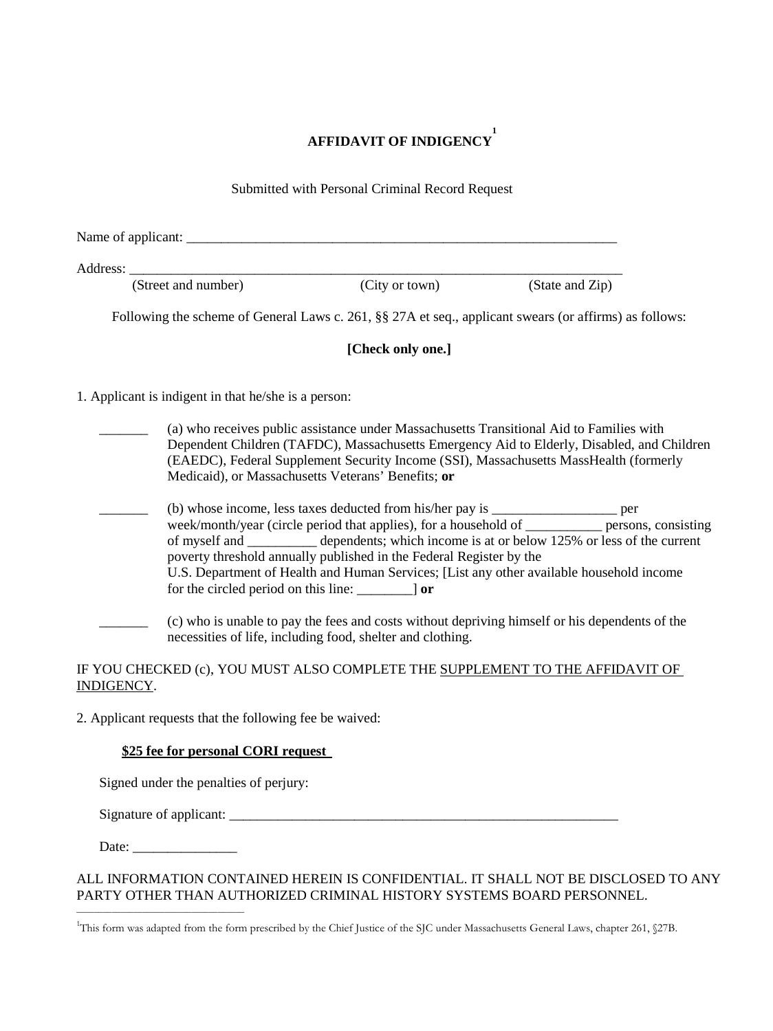# AFFIDAVIT OF INDIGENCY[1]

Submitted with Personal Criminal Record Request

Name of applicant: ___________________________________________________________________

Address: ___________________________________________________________________________
(Street and number) (City or town) (State and Zip)

Following the scheme of General Laws c. 261, §§ 27A et seq., applicant swears (or affirms) as follows:

**[Check only one.]**

1. Applicant is indigent in that he/she is a person:

_______ (a) who receives public assistance under Massachusetts Transitional Aid to Families with Dependent Children (TAFDC), Massachusetts Emergency Aid to Elderly, Disabled, and Children (EAEDC), Federal Supplement Security Income (SSI), Massachusetts MassHealth (formerly Medicaid), or Massachusetts Veterans' Benefits; **or**

_______ (b) whose income, less taxes deducted from his/her pay is __________________ per week/month/year (circle period that applies), for a household of ___________ persons, consisting of myself and __________ dependents; which income is at or below 125% or less of the current poverty threshold annually published in the Federal Register by the U.S. Department of Health and Human Services; [List any other available household income for the circled period on this line: ________] **or**

_______ (c) who is unable to pay the fees and costs without depriving himself or his dependents of the necessities of life, including food, shelter and clothing.

IF YOU CHECKED (c), YOU MUST ALSO COMPLETE THE SUPPLEMENT TO THE AFFIDAVIT OF INDIGENCY.

2. Applicant requests that the following fee be waived:

**$25 fee for personal CORI request**

Signed under the penalties of perjury:

Signature of applicant: ___________________________________________________________

Date: _______________

ALL INFORMATION CONTAINED HEREIN IS CONFIDENTIAL. IT SHALL NOT BE DISCLOSED TO ANY PARTY OTHER THAN AUTHORIZED CRIMINAL HISTORY SYSTEMS BOARD PERSONNEL.

[1] This form was adapted from the form prescribed by the Chief Justice of the SJC under Massachusetts General Laws, chapter 261, §27B.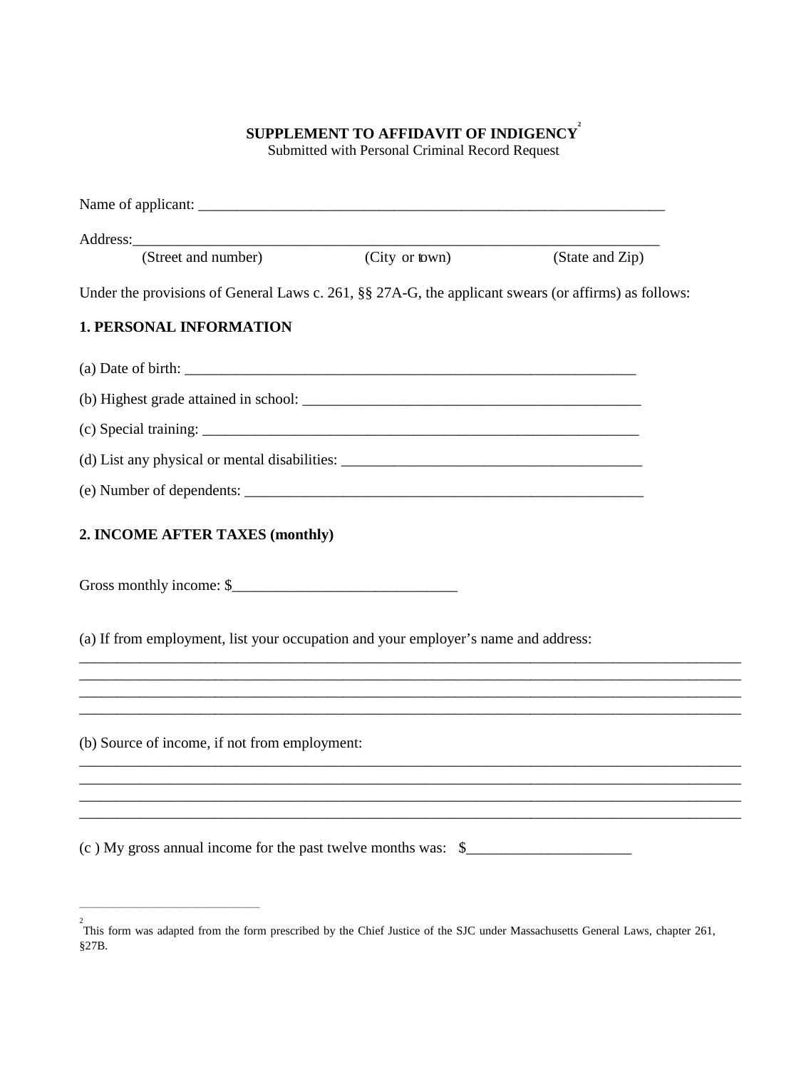**SUPPLEMENT TO AFFIDAVIT OF INDIGENCY**[2]
Submitted with Personal Criminal Record Request

Name of applicant: _______________________________________________________________

Address:_______________________________________________________________________
(Street and number) (City or town) (State and Zip)

Under the provisions of General Laws c. 261, §§ 27A-G, the applicant swears (or affirms) as follows:

**1. PERSONAL INFORMATION**

(a) Date of birth: ____________________________________________________________

(b) Highest grade attained in school: _____________________________________________

(c) Special training: __________________________________________________________

(d) List any physical or mental disabilities: _______________________________________

(e) Number of dependents: ____________________________________________________

**2. INCOME AFTER TAXES (monthly)**

Gross monthly income: $_____________________________

(a) If from employment, list your occupation and your employer's name and address:
________________________________________________________________________________
________________________________________________________________________________
________________________________________________________________________________
________________________________________________________________________________

(b) Source of income, if not from employment:
________________________________________________________________________________
________________________________________________________________________________
________________________________________________________________________________
________________________________________________________________________________

(c ) My gross annual income for the past twelve months was: $_____________________

---

[2] This form was adapted from the form prescribed by the Chief Justice of the SJC under Massachusetts General Laws, chapter 261, §27B.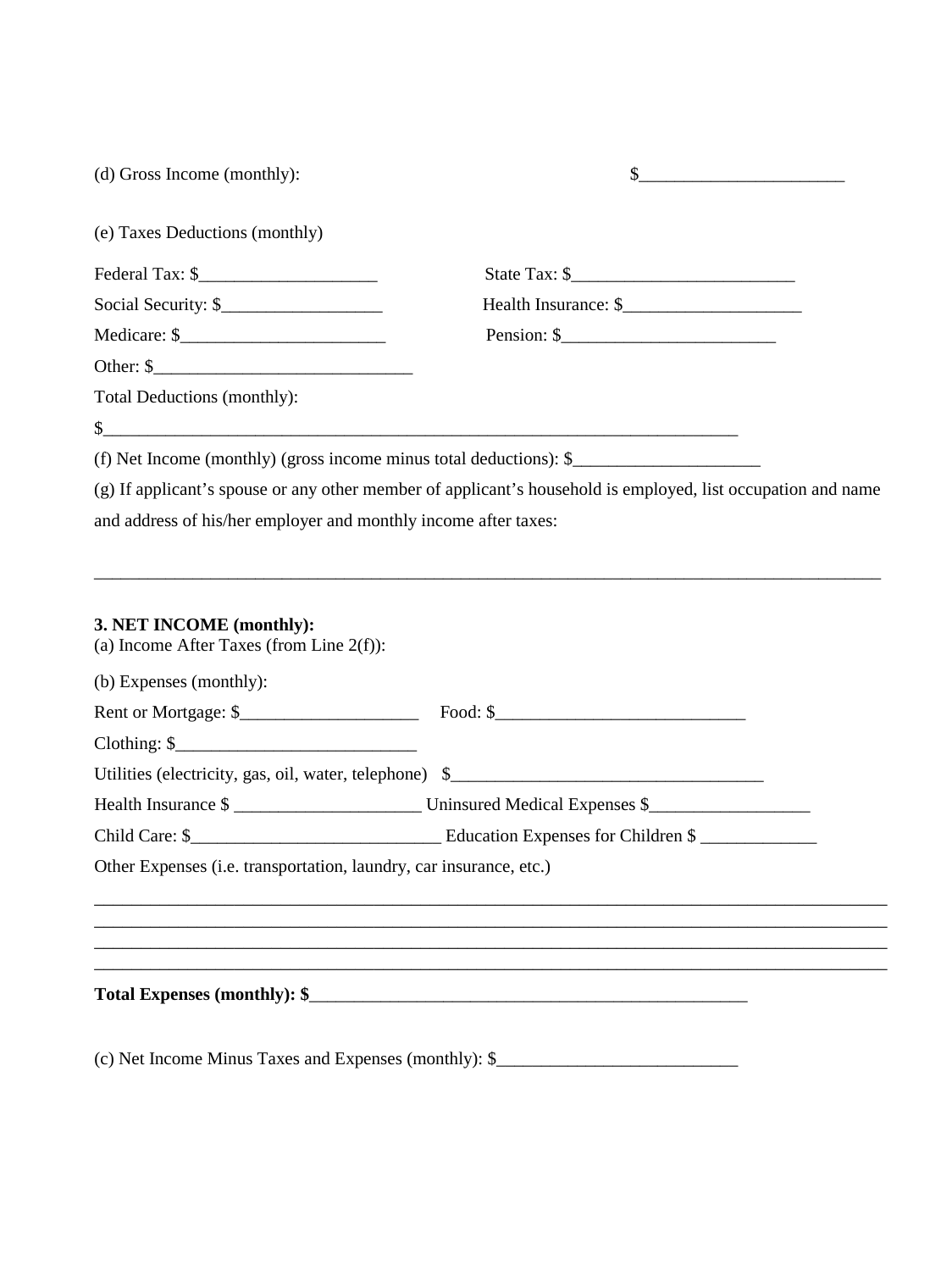(d) Gross Income (monthly): $_______________________

(e) Taxes Deductions (monthly)

Federal Tax: $____________________ State Tax: $_________________________

Social Security: $__________________ Health Insurance: $____________________

Medicare: $_______________________ Pension: $________________________

Other: $_____________________________

Total Deductions (monthly):

$__________________________________________________________________________

(f) Net Income (monthly) (gross income minus total deductions): $_____________________

(g) If applicant's spouse or any other member of applicant's household is employed, list occupation and name and address of his/her employer and monthly income after taxes:

___________________________________________________________________________________________

**3. NET INCOME (monthly):**

(a) Income After Taxes (from Line 2(f)):

(b) Expenses (monthly):

Rent or Mortgage: $____________________ Food: $____________________________

Clothing: $___________________________

Utilities (electricity, gas, oil, water, telephone) $___________________________________

Health Insurance $ _____________________ Uninsured Medical Expenses $__________________

Child Care: $____________________________ Education Expenses for Children $ _____________

Other Expenses (i.e. transportation, laundry, car insurance, etc.)

___________________________________________________________________________________________
___________________________________________________________________________________________
___________________________________________________________________________________________
___________________________________________________________________________________________

**Total Expenses (monthly): $**____________________________________________________

(c) Net Income Minus Taxes and Expenses (monthly): $___________________________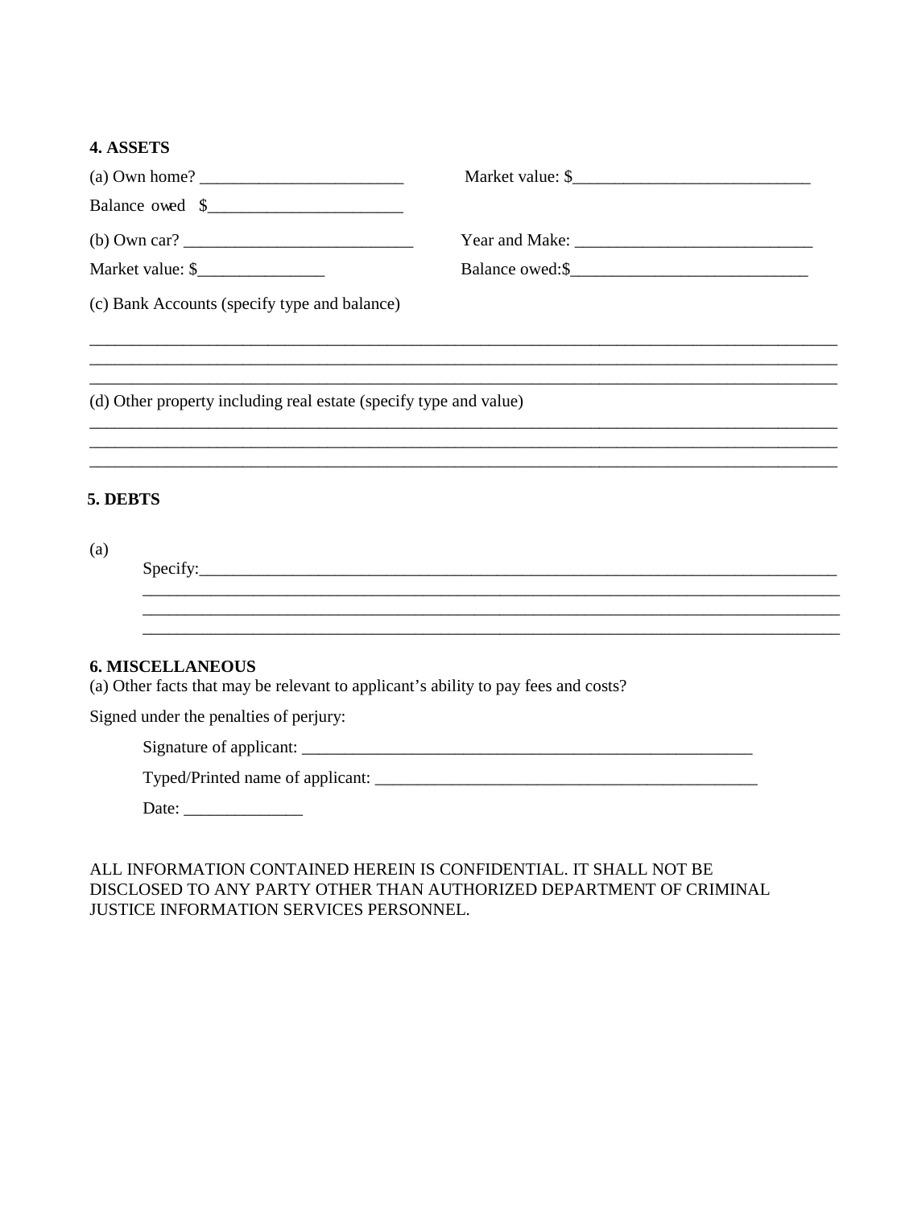**4. ASSETS**

(a) Own home? ________________________ Market value: $____________________________

Balance owed $_______________________

(b) Own car? ___________________________ Year and Make: ____________________________

Market value: $_______________ Balance owed:$____________________________

(c) Bank Accounts (specify type and balance)

_____________________________________________________________________________________________
_____________________________________________________________________________________________
_____________________________________________________________________________________________

(d) Other property including real estate (specify type and value)

_____________________________________________________________________________________________
_____________________________________________________________________________________________
_____________________________________________________________________________________________

**5. DEBTS**

(a)

Specify:_______________________________________________________________________________
_____________________________________________________________________________________
_____________________________________________________________________________________
_____________________________________________________________________________________

**6. MISCELLANEOUS**

(a) Other facts that may be relevant to applicant's ability to pay fees and costs?

Signed under the penalties of perjury:

Signature of applicant: ________________________________________________________

Typed/Printed name of applicant: _______________________________________________

Date: ______________

ALL INFORMATION CONTAINED HEREIN IS CONFIDENTIAL. IT SHALL NOT BE DISCLOSED TO ANY PARTY OTHER THAN AUTHORIZED DEPARTMENT OF CRIMINAL JUSTICE INFORMATION SERVICES PERSONNEL.